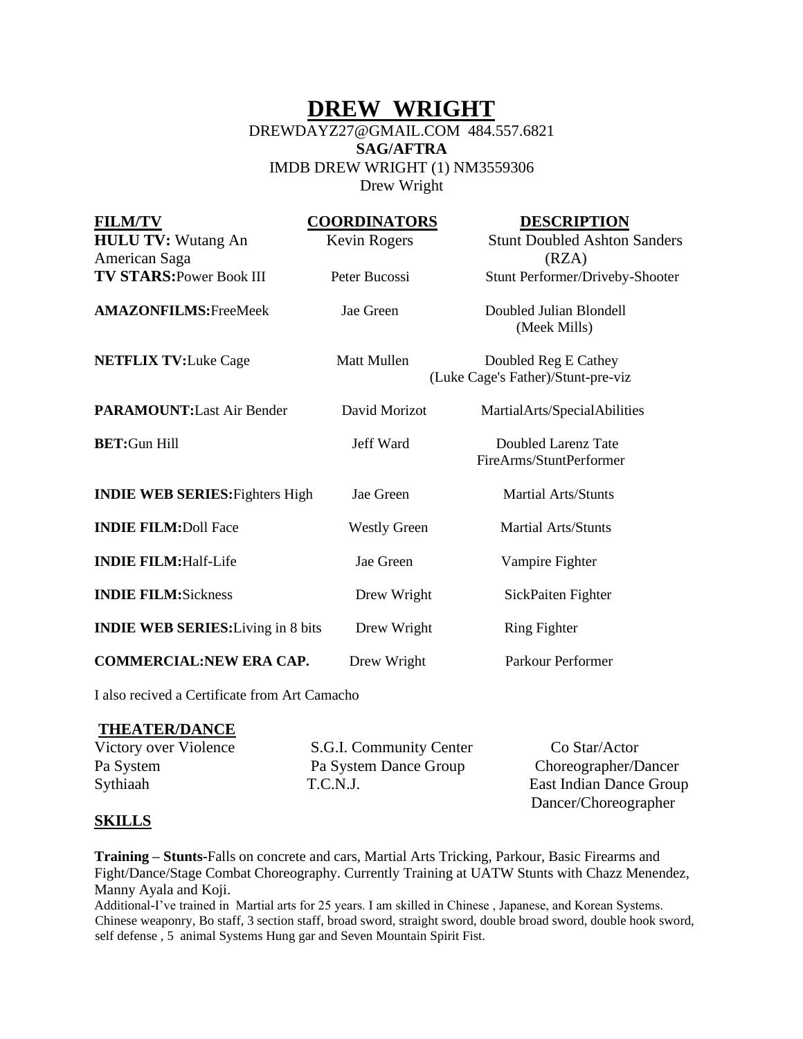# DREW WRIGHT

DREWDAYZ27@GMAIL.COM 484.557.6821

**SAG/AFTRA**

IMDB DREW WRIGHT (1) NM3559306

Drew Wright

| FILM/TV | COORDINATORS | DESCRIPTION |
|---|---|---|
| **HULU TV:** Wutang An American Saga | Kevin Rogers | Stunt Doubled Ashton Sanders (RZA) |
| **TV STARS:** Power Book III | Peter Bucossi | Stunt Performer/Driveby-Shooter |
| **AMAZONFILMS:** FreeMeek | Jae Green | Doubled Julian Blondell (Meek Mills) |
| **NETFLIX TV:** Luke Cage | Matt Mullen | Doubled Reg E Cathey (Luke Cage's Father)/Stunt-pre-viz |
| **PARAMOUNT:** Last Air Bender | David Morizot | MartialArts/SpecialAbilities |
| **BET:** Gun Hill | Jeff Ward | Doubled Larenz Tate FireArms/StuntPerformer |
| **INDIE WEB SERIES:** Fighters High | Jae Green | Martial Arts/Stunts |
| **INDIE FILM:** Doll Face | Westly Green | Martial Arts/Stunts |
| **INDIE FILM:** Half-Life | Jae Green | Vampire Fighter |
| **INDIE FILM:** Sickness | Drew Wright | SickPaiten Fighter |
| **INDIE WEB SERIES:** Living in 8 bits | Drew Wright | Ring Fighter |
| **COMMERCIAL: NEW ERA CAP.** | Drew Wright | Parkour Performer |

I also recived a Certificate from Art Camacho

## THEATER/DANCE

| | | |
|---|---|---|
| Victory over Violence | S.G.I. Community Center | Co Star/Actor |
| Pa System | Pa System Dance Group | Choreographer/Dancer |
| Sythiaah | T.C.N.J. | East Indian Dance Group Dancer/Choreographer |

## SKILLS

**Training – Stunts**-Falls on concrete and cars, Martial Arts Tricking, Parkour, Basic Firearms and Fight/Dance/Stage Combat Choreography. Currently Training at UATW Stunts with Chazz Menendez, Manny Ayala and Koji.

Additional-I've trained in Martial arts for 25 years. I am skilled in Chinese , Japanese, and Korean Systems. Chinese weaponry, Bo staff, 3 section staff, broad sword, straight sword, double broad sword, double hook sword, self defense , 5 animal Systems Hung gar and Seven Mountain Spirit Fist.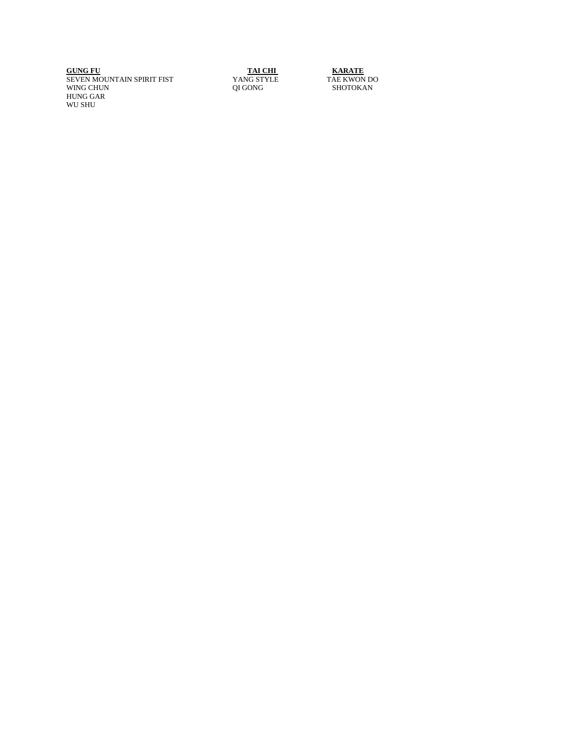| **GUNG FU** | **TAI CHI** | **KARATE** |
| --- | --- | --- |
| SEVEN MOUNTAIN SPIRIT FIST | YANG STYLE | TAE KWON DO |
| WING CHUN | QI GONG | SHOTOKAN |
| HUNG GAR | | |
| WU SHU | | |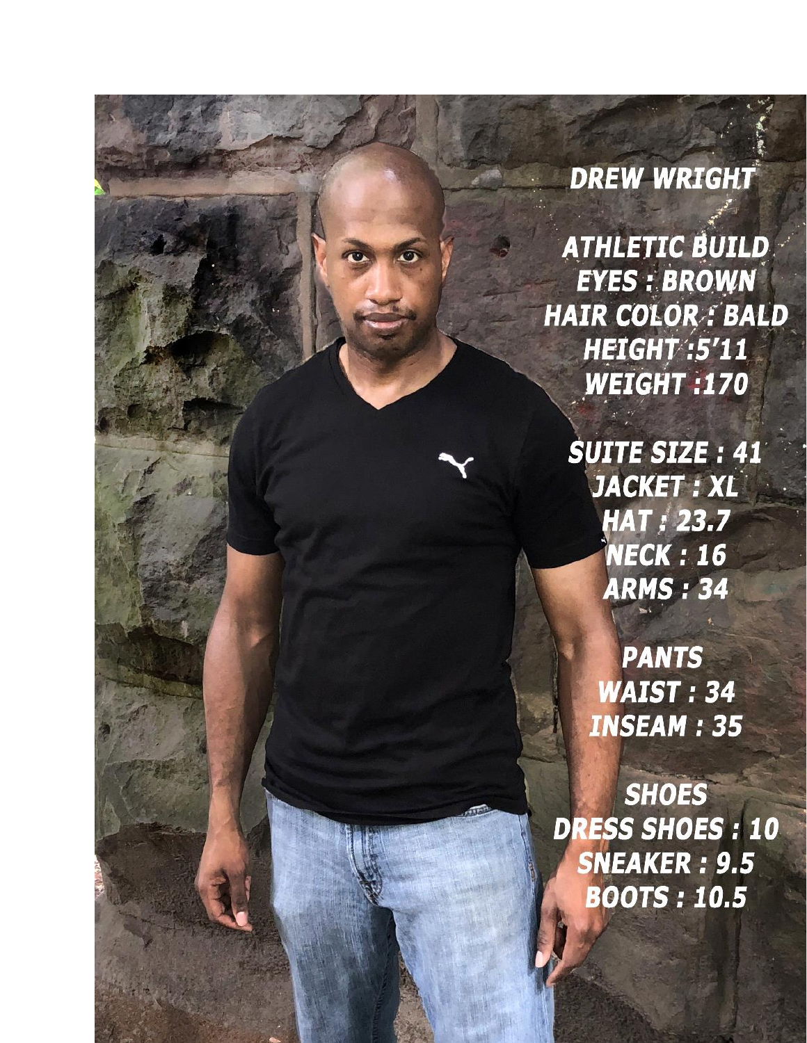**DREW WRIGHT**

**ATHLETIC BUILD**
**EYES : BROWN**
**HAIR COLOR : BALD**
**HEIGHT :5'11**
**WEIGHT :170**

**SUITE SIZE : 41**
**JACKET : XL**
**HAT : 23.7**
**NECK : 16**
**ARMS : 34**

**PANTS**
**WAIST : 34**
**INSEAM : 35**

**SHOES**
**DRESS SHOES : 10**
**SNEAKER : 9.5**
**BOOTS : 10.5**